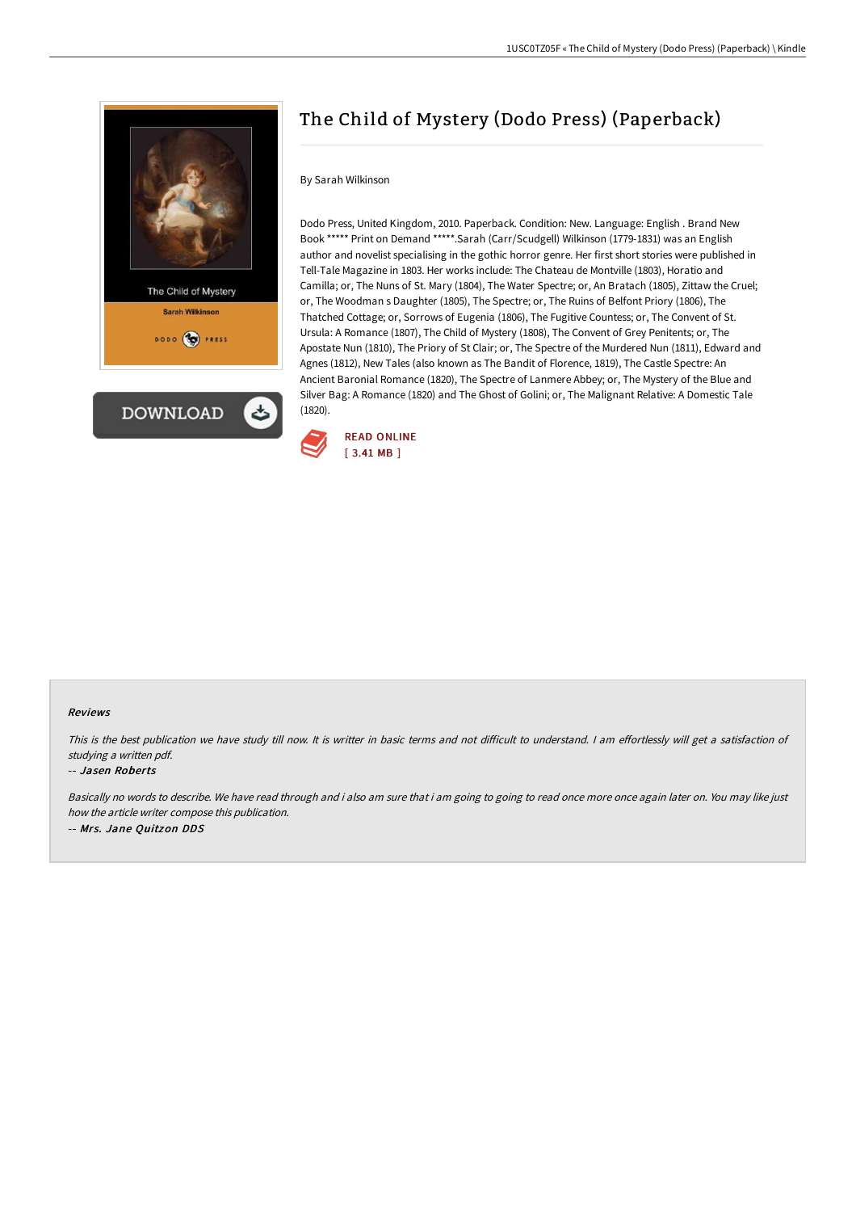# The Child of Mystery (Dodo Press) (Paperback)

By Sarah Wilkinson

Dodo Press, United Kingdom, 2010. Paperback. Condition: New. Language: English . Brand New Book ***** Print on Demand *****.Sarah (Carr/Scudgell) Wilkinson (1779-1831) was an English author and novelist specialising in the gothic horror genre. Her first short stories were published in Tell-Tale Magazine in 1803. Her works include: The Chateau de Montville (1803), Horatio and Camilla; or, The Nuns of St. Mary (1804), The Water Spectre; or, An Bratach (1805), Zittaw the Cruel; or, The Woodman s Daughter (1805), The Spectre; or, The Ruins of Belfont Priory (1806), The Thatched Cottage; or, Sorrows of Eugenia (1806), The Fugitive Countess; or, The Convent of St. Ursula: A Romance (1807), The Child of Mystery (1808), The Convent of Grey Penitents; or, The Apostate Nun (1810), The Priory of St Clair; or, The Spectre of the Murdered Nun (1811), Edward and Agnes (1812), New Tales (also known as The Bandit of Florence, 1819), The Castle Spectre: An Ancient Baronial Romance (1820), The Spectre of Lanmere Abbey; or, The Mystery of the Blue and Silver Bag: A Romance (1820) and The Ghost of Golini; or, The Malignant Relative: A Domestic Tale (1820).

DOWNLOAD

READ ONLINE
[ 3.41 MB ]

#### Reviews

*This is the best publication we have study till now. It is writter in basic terms and not difficult to understand. I am effortlessly will get a satisfaction of studying a written pdf.*

-- *Jasen Roberts*

*Basically no words to describe. We have read through and i also am sure that i am going to going to read once more once again later on. You may like just how the article writer compose this publication.*

-- *Mrs. Jane Quitzon DDS*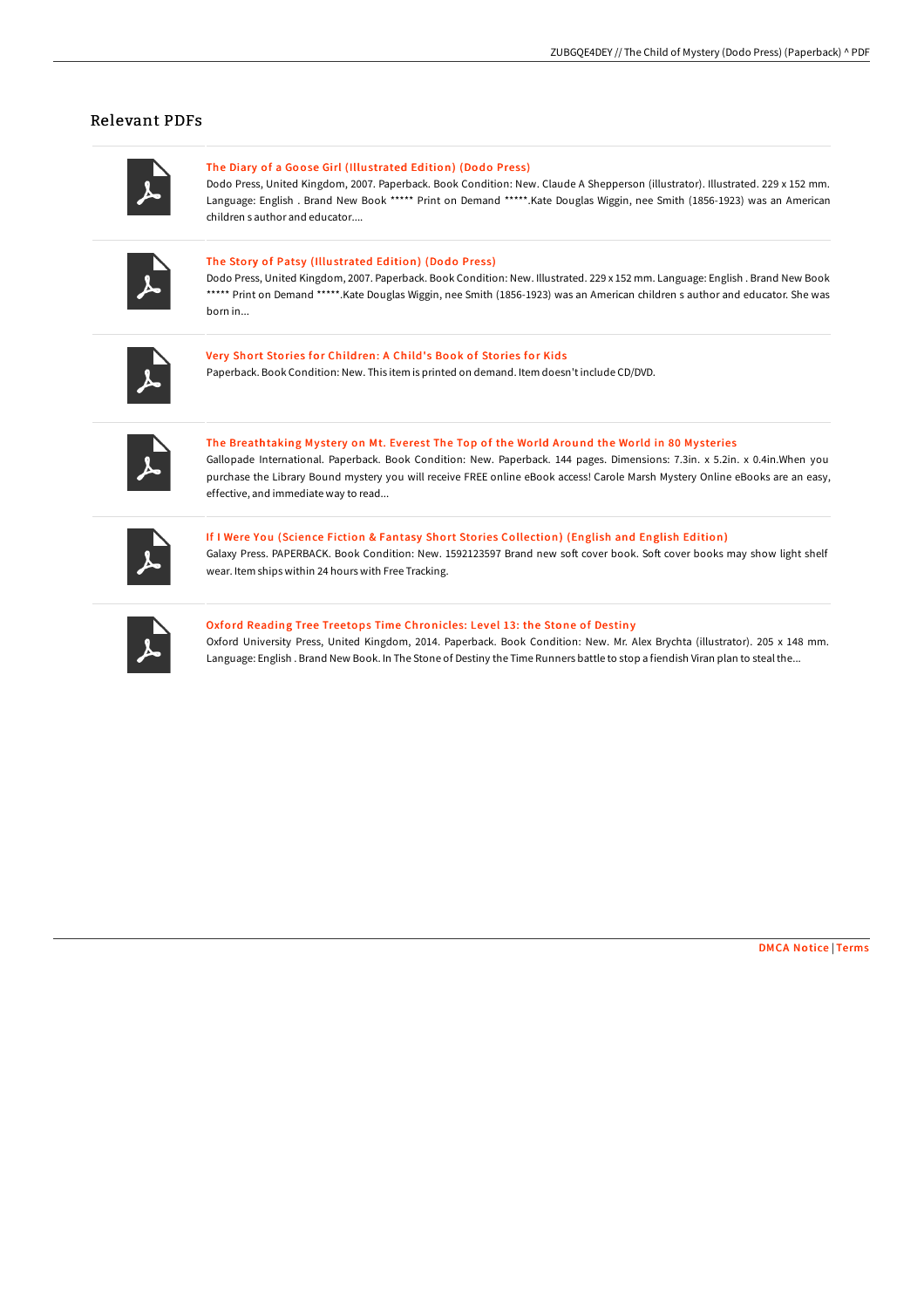## Relevant PDFs

### The Diary of a Goose Girl (Illustrated Edition) (Dodo Press)

Dodo Press, United Kingdom, 2007. Paperback. Book Condition: New. Claude A Shepperson (illustrator). Illustrated. 229 x 152 mm. Language: English . Brand New Book ***** Print on Demand *****.Kate Douglas Wiggin, nee Smith (1856-1923) was an American children s author and educator....

### The Story of Patsy (Illustrated Edition) (Dodo Press)

Dodo Press, United Kingdom, 2007. Paperback. Book Condition: New. Illustrated. 229 x 152 mm. Language: English . Brand New Book ***** Print on Demand *****.Kate Douglas Wiggin, nee Smith (1856-1923) was an American children s author and educator. She was born in...

### Very Short Stories for Children: A Child's Book of Stories for Kids

Paperback. Book Condition: New. This item is printed on demand. Item doesn't include CD/DVD.

### The Breathtaking Mystery on Mt. Everest The Top of the World Around the World in 80 Mysteries

Gallopade International. Paperback. Book Condition: New. Paperback. 144 pages. Dimensions: 7.3in. x 5.2in. x 0.4in.When you purchase the Library Bound mystery you will receive FREE online eBook access! Carole Marsh Mystery Online eBooks are an easy, effective, and immediate way to read...

### If I Were You (Science Fiction & Fantasy Short Stories Collection) (English and English Edition)

Galaxy Press. PAPERBACK. Book Condition: New. 1592123597 Brand new soft cover book. Soft cover books may show light shelf wear. Item ships within 24 hours with Free Tracking.

### Oxford Reading Tree Treetops Time Chronicles: Level 13: the Stone of Destiny

Oxford University Press, United Kingdom, 2014. Paperback. Book Condition: New. Mr. Alex Brychta (illustrator). 205 x 148 mm. Language: English . Brand New Book. In The Stone of Destiny the Time Runners battle to stop a fiendish Viran plan to steal the...